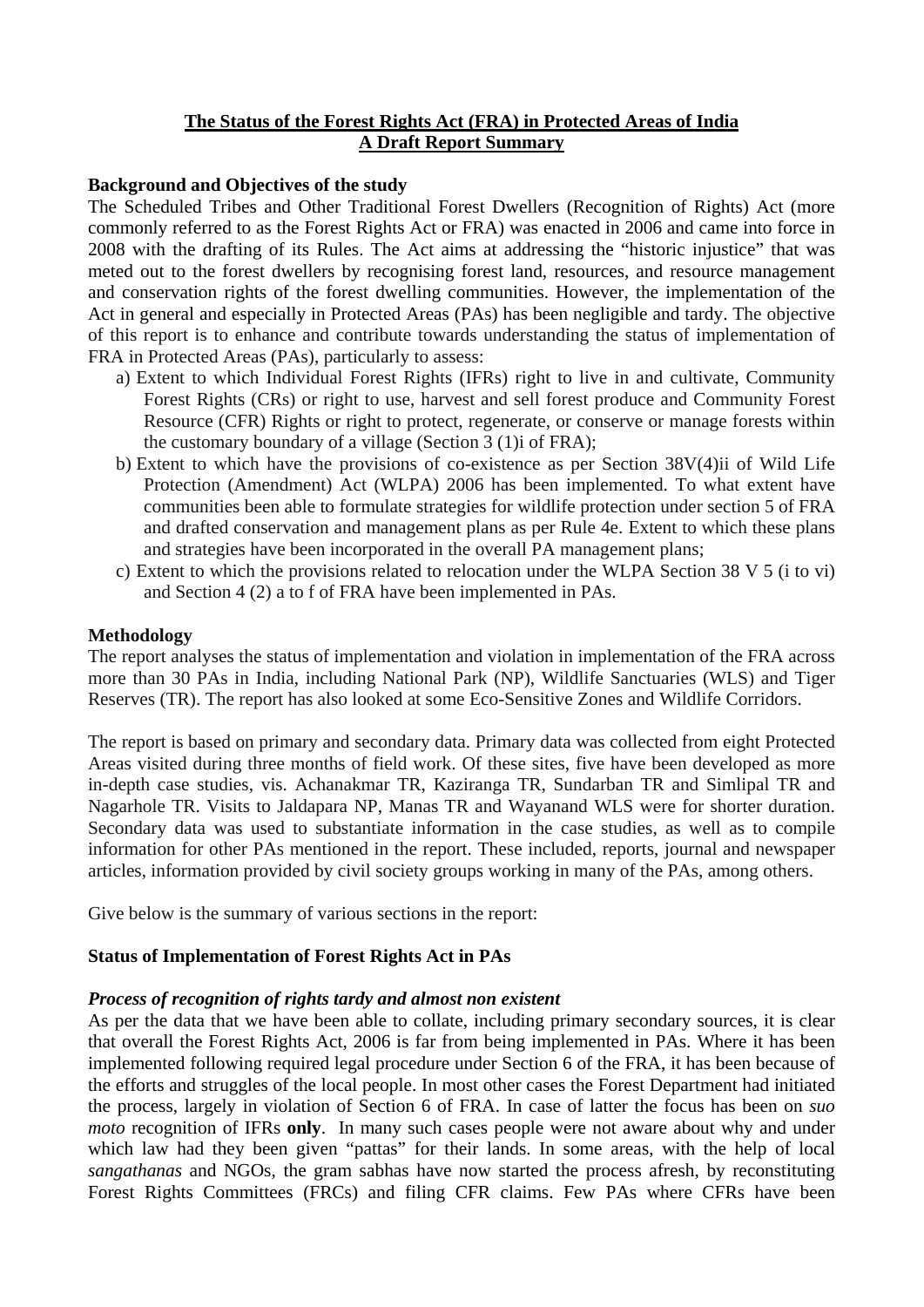# The Status of the Forest Rights Act (FRA) in Protected Areas of India
## A Draft Report Summary

**Background and Objectives of the study**

The Scheduled Tribes and Other Traditional Forest Dwellers (Recognition of Rights) Act (more commonly referred to as the Forest Rights Act or FRA) was enacted in 2006 and came into force in 2008 with the drafting of its Rules. The Act aims at addressing the "historic injustice" that was meted out to the forest dwellers by recognising forest land, resources, and resource management and conservation rights of the forest dwelling communities. However, the implementation of the Act in general and especially in Protected Areas (PAs) has been negligible and tardy. The objective of this report is to enhance and contribute towards understanding the status of implementation of FRA in Protected Areas (PAs), particularly to assess:

a) Extent to which Individual Forest Rights (IFRs) right to live in and cultivate, Community Forest Rights (CRs) or right to use, harvest and sell forest produce and Community Forest Resource (CFR) Rights or right to protect, regenerate, or conserve or manage forests within the customary boundary of a village (Section 3 (1)i of FRA);

b) Extent to which have the provisions of co-existence as per Section 38V(4)ii of Wild Life Protection (Amendment) Act (WLPA) 2006 has been implemented. To what extent have communities been able to formulate strategies for wildlife protection under section 5 of FRA and drafted conservation and management plans as per Rule 4e. Extent to which these plans and strategies have been incorporated in the overall PA management plans;

c) Extent to which the provisions related to relocation under the WLPA Section 38 V 5 (i to vi) and Section 4 (2) a to f of FRA have been implemented in PAs.

**Methodology**

The report analyses the status of implementation and violation in implementation of the FRA across more than 30 PAs in India, including National Park (NP), Wildlife Sanctuaries (WLS) and Tiger Reserves (TR). The report has also looked at some Eco-Sensitive Zones and Wildlife Corridors.

The report is based on primary and secondary data. Primary data was collected from eight Protected Areas visited during three months of field work. Of these sites, five have been developed as more in-depth case studies, vis. Achanakmar TR, Kaziranga TR, Sundarban TR and Simlipal TR and Nagarhole TR. Visits to Jaldapara NP, Manas TR and Wayanand WLS were for shorter duration. Secondary data was used to substantiate information in the case studies, as well as to compile information for other PAs mentioned in the report. These included, reports, journal and newspaper articles, information provided by civil society groups working in many of the PAs, among others.

Give below is the summary of various sections in the report:

**Status of Implementation of Forest Rights Act in PAs**

***Process of recognition of rights tardy and almost non existent***

As per the data that we have been able to collate, including primary secondary sources, it is clear that overall the Forest Rights Act, 2006 is far from being implemented in PAs. Where it has been implemented following required legal procedure under Section 6 of the FRA, it has been because of the efforts and struggles of the local people. In most other cases the Forest Department had initiated the process, largely in violation of Section 6 of FRA. In case of latter the focus has been on *suo moto* recognition of IFRs **only**. In many such cases people were not aware about why and under which law had they been given "pattas" for their lands. In some areas, with the help of local *sangathanas* and NGOs, the gram sabhas have now started the process afresh, by reconstituting Forest Rights Committees (FRCs) and filing CFR claims. Few PAs where CFRs have been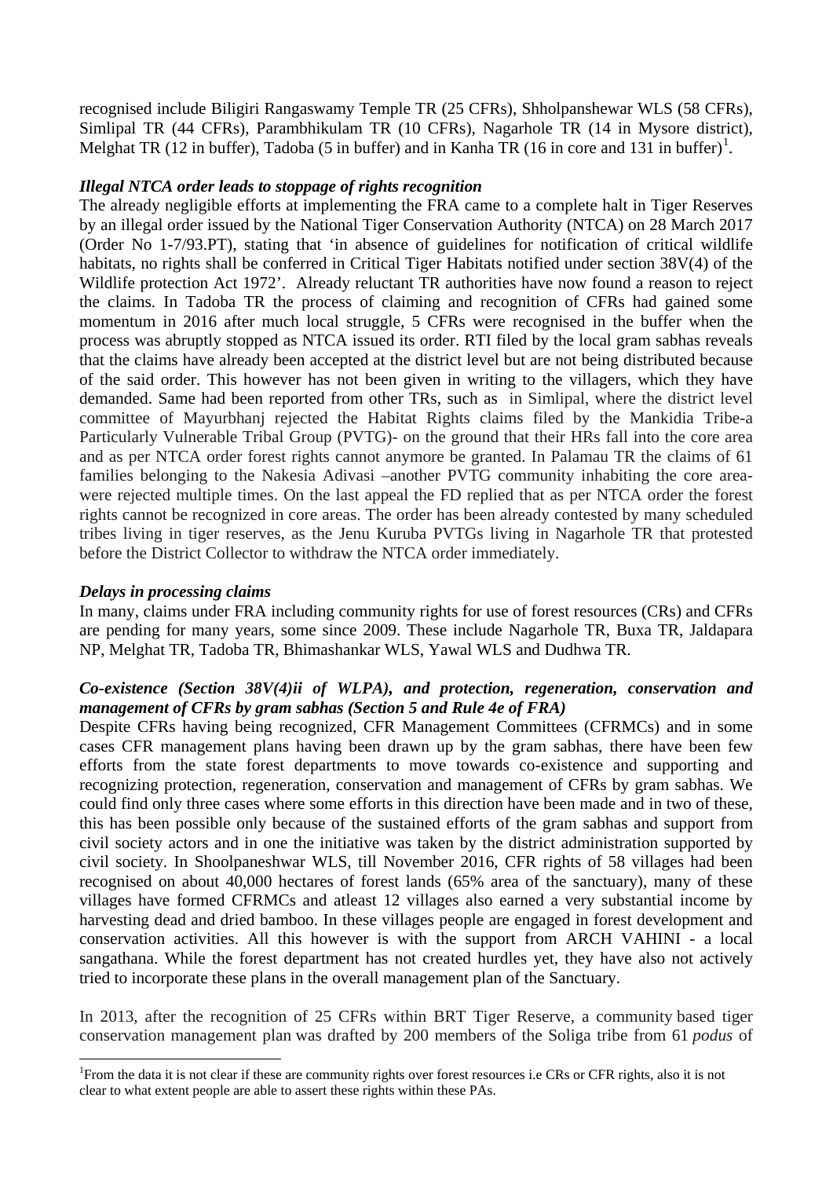recognised include Biligiri Rangaswamy Temple TR (25 CFRs), Shholpanshewar WLS (58 CFRs), Simlipal TR (44 CFRs), Parambhikulam TR (10 CFRs), Nagarhole TR (14 in Mysore district), Melghat TR (12 in buffer), Tadoba (5 in buffer) and in Kanha TR (16 in core and 131 in buffer)[1].

***Illegal NTCA order leads to stoppage of rights recognition***

The already negligible efforts at implementing the FRA came to a complete halt in Tiger Reserves by an illegal order issued by the National Tiger Conservation Authority (NTCA) on 28 March 2017 (Order No 1-7/93.PT), stating that 'in absence of guidelines for notification of critical wildlife habitats, no rights shall be conferred in Critical Tiger Habitats notified under section 38V(4) of the Wildlife protection Act 1972'. Already reluctant TR authorities have now found a reason to reject the claims. In Tadoba TR the process of claiming and recognition of CFRs had gained some momentum in 2016 after much local struggle, 5 CFRs were recognised in the buffer when the process was abruptly stopped as NTCA issued its order. RTI filed by the local gram sabhas reveals that the claims have already been accepted at the district level but are not being distributed because of the said order. This however has not been given in writing to the villagers, which they have demanded. Same had been reported from other TRs, such as in Simlipal, where the district level committee of Mayurbhanj rejected the Habitat Rights claims filed by the Mankidia Tribe-a Particularly Vulnerable Tribal Group (PVTG)- on the ground that their HRs fall into the core area and as per NTCA order forest rights cannot anymore be granted. In Palamau TR the claims of 61 families belonging to the Nakesia Adivasi –another PVTG community inhabiting the core area- were rejected multiple times. On the last appeal the FD replied that as per NTCA order the forest rights cannot be recognized in core areas. The order has been already contested by many scheduled tribes living in tiger reserves, as the Jenu Kuruba PVTGs living in Nagarhole TR that protested before the District Collector to withdraw the NTCA order immediately.

***Delays in processing claims***

In many, claims under FRA including community rights for use of forest resources (CRs) and CFRs are pending for many years, some since 2009. These include Nagarhole TR, Buxa TR, Jaldapara NP, Melghat TR, Tadoba TR, Bhimashankar WLS, Yawal WLS and Dudhwa TR.

***Co-existence (Section 38V(4)ii of WLPA), and protection, regeneration, conservation and management of CFRs by gram sabhas (Section 5 and Rule 4e of FRA)***

Despite CFRs having being recognized, CFR Management Committees (CFRMCs) and in some cases CFR management plans having been drawn up by the gram sabhas, there have been few efforts from the state forest departments to move towards co-existence and supporting and recognizing protection, regeneration, conservation and management of CFRs by gram sabhas. We could find only three cases where some efforts in this direction have been made and in two of these, this has been possible only because of the sustained efforts of the gram sabhas and support from civil society actors and in one the initiative was taken by the district administration supported by civil society. In Shoolpaneshwar WLS, till November 2016, CFR rights of 58 villages had been recognised on about 40,000 hectares of forest lands (65% area of the sanctuary), many of these villages have formed CFRMCs and atleast 12 villages also earned a very substantial income by harvesting dead and dried bamboo. In these villages people are engaged in forest development and conservation activities. All this however is with the support from ARCH VAHINI - a local sangathana. While the forest department has not created hurdles yet, they have also not actively tried to incorporate these plans in the overall management plan of the Sanctuary.

In 2013, after the recognition of 25 CFRs within BRT Tiger Reserve, a community based tiger conservation management plan was drafted by 200 members of the Soliga tribe from 61 *podus* of

[1] From the data it is not clear if these are community rights over forest resources i.e CRs or CFR rights, also it is not clear to what extent people are able to assert these rights within these PAs.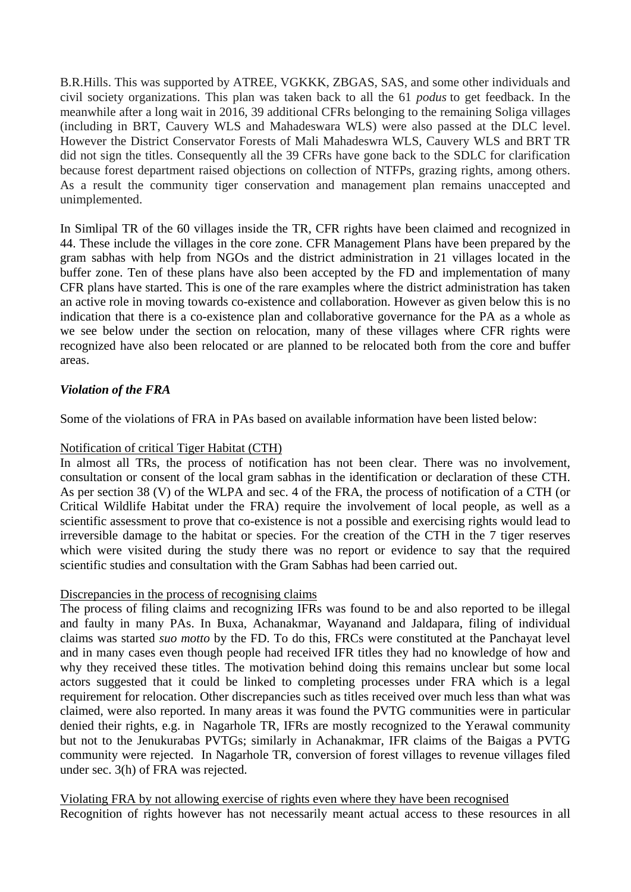B.R.Hills. This was supported by ATREE, VGKKK, ZBGAS, SAS, and some other individuals and civil society organizations. This plan was taken back to all the 61 *podus* to get feedback. In the meanwhile after a long wait in 2016, 39 additional CFRs belonging to the remaining Soliga villages (including in BRT, Cauvery WLS and Mahadeswara WLS) were also passed at the DLC level. However the District Conservator Forests of Mali Mahadeswra WLS, Cauvery WLS and BRT TR did not sign the titles. Consequently all the 39 CFRs have gone back to the SDLC for clarification because forest department raised objections on collection of NTFPs, grazing rights, among others. As a result the community tiger conservation and management plan remains unaccepted and unimplemented.

In Simlipal TR of the 60 villages inside the TR, CFR rights have been claimed and recognized in 44. These include the villages in the core zone. CFR Management Plans have been prepared by the gram sabhas with help from NGOs and the district administration in 21 villages located in the buffer zone. Ten of these plans have also been accepted by the FD and implementation of many CFR plans have started. This is one of the rare examples where the district administration has taken an active role in moving towards co-existence and collaboration. However as given below this is no indication that there is a co-existence plan and collaborative governance for the PA as a whole as we see below under the section on relocation, many of these villages where CFR rights were recognized have also been relocated or are planned to be relocated both from the core and buffer areas.

### *Violation of the FRA*

Some of the violations of FRA in PAs based on available information have been listed below:

Notification of critical Tiger Habitat (CTH)

In almost all TRs, the process of notification has not been clear. There was no involvement, consultation or consent of the local gram sabhas in the identification or declaration of these CTH. As per section 38 (V) of the WLPA and sec. 4 of the FRA, the process of notification of a CTH (or Critical Wildlife Habitat under the FRA) require the involvement of local people, as well as a scientific assessment to prove that co-existence is not a possible and exercising rights would lead to irreversible damage to the habitat or species. For the creation of the CTH in the 7 tiger reserves which were visited during the study there was no report or evidence to say that the required scientific studies and consultation with the Gram Sabhas had been carried out.

Discrepancies in the process of recognising claims

The process of filing claims and recognizing IFRs was found to be and also reported to be illegal and faulty in many PAs. In Buxa, Achanakmar, Wayanand and Jaldapara, filing of individual claims was started *suo motto* by the FD. To do this, FRCs were constituted at the Panchayat level and in many cases even though people had received IFR titles they had no knowledge of how and why they received these titles. The motivation behind doing this remains unclear but some local actors suggested that it could be linked to completing processes under FRA which is a legal requirement for relocation. Other discrepancies such as titles received over much less than what was claimed, were also reported. In many areas it was found the PVTG communities were in particular denied their rights, e.g. in Nagarhole TR, IFRs are mostly recognized to the Yerawal community but not to the Jenukurabas PVTGs; similarly in Achanakmar, IFR claims of the Baigas a PVTG community were rejected. In Nagarhole TR, conversion of forest villages to revenue villages filed under sec. 3(h) of FRA was rejected.

Violating FRA by not allowing exercise of rights even where they have been recognised

Recognition of rights however has not necessarily meant actual access to these resources in all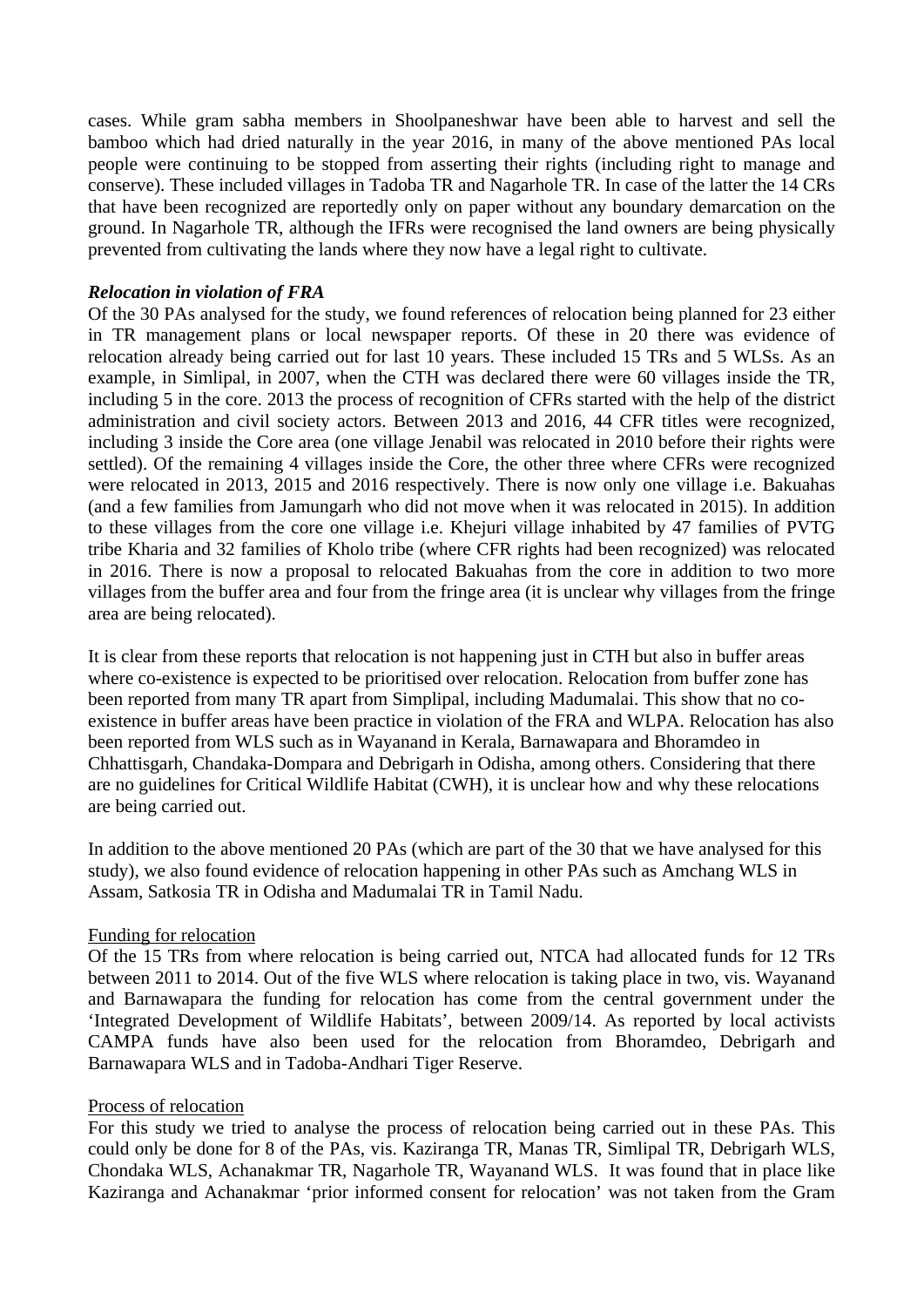cases. While gram sabha members in Shoolpaneshwar have been able to harvest and sell the bamboo which had dried naturally in the year 2016, in many of the above mentioned PAs local people were continuing to be stopped from asserting their rights (including right to manage and conserve). These included villages in Tadoba TR and Nagarhole TR. In case of the latter the 14 CRs that have been recognized are reportedly only on paper without any boundary demarcation on the ground. In Nagarhole TR, although the IFRs were recognised the land owners are being physically prevented from cultivating the lands where they now have a legal right to cultivate.

***Relocation in violation of FRA***

Of the 30 PAs analysed for the study, we found references of relocation being planned for 23 either in TR management plans or local newspaper reports. Of these in 20 there was evidence of relocation already being carried out for last 10 years. These included 15 TRs and 5 WLSs. As an example, in Simlipal, in 2007, when the CTH was declared there were 60 villages inside the TR, including 5 in the core. 2013 the process of recognition of CFRs started with the help of the district administration and civil society actors. Between 2013 and 2016, 44 CFR titles were recognized, including 3 inside the Core area (one village Jenabil was relocated in 2010 before their rights were settled). Of the remaining 4 villages inside the Core, the other three where CFRs were recognized were relocated in 2013, 2015 and 2016 respectively. There is now only one village i.e. Bakuahas (and a few families from Jamungarh who did not move when it was relocated in 2015). In addition to these villages from the core one village i.e. Khejuri village inhabited by 47 families of PVTG tribe Kharia and 32 families of Kholo tribe (where CFR rights had been recognized) was relocated in 2016. There is now a proposal to relocated Bakuahas from the core in addition to two more villages from the buffer area and four from the fringe area (it is unclear why villages from the fringe area are being relocated).

It is clear from these reports that relocation is not happening just in CTH but also in buffer areas where co-existence is expected to be prioritised over relocation. Relocation from buffer zone has been reported from many TR apart from Simplipal, including Madumalai. This show that no co-existence in buffer areas have been practice in violation of the FRA and WLPA. Relocation has also been reported from WLS such as in Wayanand in Kerala, Barnawapara and Bhoramdeo in Chhattisgarh, Chandaka-Dompara and Debrigarh in Odisha, among others. Considering that there are no guidelines for Critical Wildlife Habitat (CWH), it is unclear how and why these relocations are being carried out.

In addition to the above mentioned 20 PAs (which are part of the 30 that we have analysed for this study), we also found evidence of relocation happening in other PAs such as Amchang WLS in Assam, Satkosia TR in Odisha and Madumalai TR in Tamil Nadu.

Funding for relocation

Of the 15 TRs from where relocation is being carried out, NTCA had allocated funds for 12 TRs between 2011 to 2014. Out of the five WLS where relocation is taking place in two, vis. Wayanand and Barnawapara the funding for relocation has come from the central government under the 'Integrated Development of Wildlife Habitats', between 2009/14. As reported by local activists CAMPA funds have also been used for the relocation from Bhoramdeo, Debrigarh and Barnawapara WLS and in Tadoba-Andhari Tiger Reserve.

Process of relocation

For this study we tried to analyse the process of relocation being carried out in these PAs. This could only be done for 8 of the PAs, vis. Kaziranga TR, Manas TR, Simlipal TR, Debrigarh WLS, Chondaka WLS, Achanakmar TR, Nagarhole TR, Wayanand WLS. It was found that in place like Kaziranga and Achanakmar 'prior informed consent for relocation' was not taken from the Gram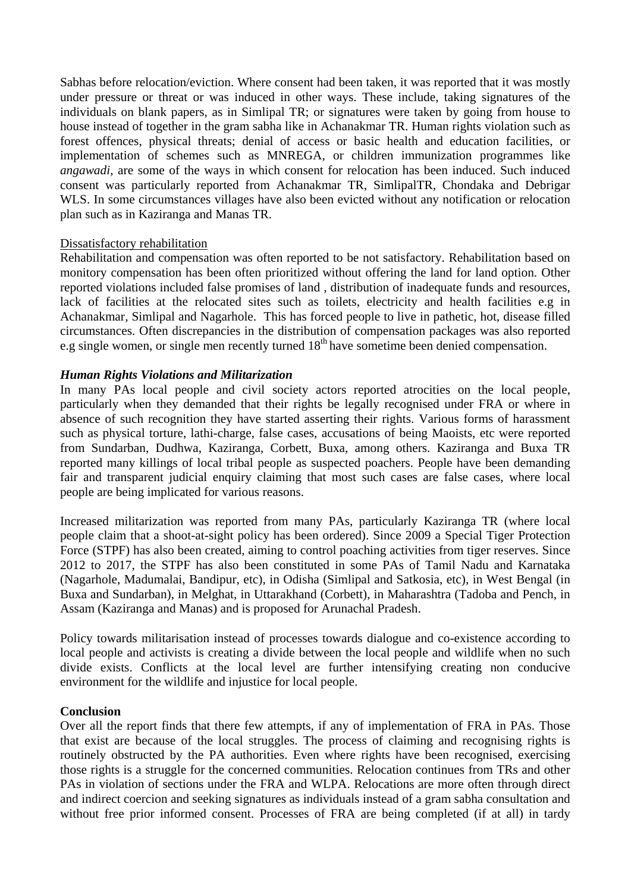Sabhas before relocation/eviction. Where consent had been taken, it was reported that it was mostly under pressure or threat or was induced in other ways. These include, taking signatures of the individuals on blank papers, as in Simlipal TR; or signatures were taken by going from house to house instead of together in the gram sabha like in Achanakmar TR. Human rights violation such as forest offences, physical threats; denial of access or basic health and education facilities, or implementation of schemes such as MNREGA, or children immunization programmes like *angawadi*, are some of the ways in which consent for relocation has been induced. Such induced consent was particularly reported from Achanakmar TR, SimlipalTR, Chondaka and Debrigar WLS. In some circumstances villages have also been evicted without any notification or relocation plan such as in Kaziranga and Manas TR.

<u>Dissatisfactory rehabilitation</u>

Rehabilitation and compensation was often reported to be not satisfactory. Rehabilitation based on monitory compensation has been often prioritized without offering the land for land option. Other reported violations included false promises of land , distribution of inadequate funds and resources, lack of facilities at the relocated sites such as toilets, electricity and health facilities e.g in Achanakmar, Simlipal and Nagarhole. This has forced people to live in pathetic, hot, disease filled circumstances. Often discrepancies in the distribution of compensation packages was also reported e.g single women, or single men recently turned 18th have sometime been denied compensation.

***Human Rights Violations and Militarization***

In many PAs local people and civil society actors reported atrocities on the local people, particularly when they demanded that their rights be legally recognised under FRA or where in absence of such recognition they have started asserting their rights. Various forms of harassment such as physical torture, lathi-charge, false cases, accusations of being Maoists, etc were reported from Sundarban, Dudhwa, Kaziranga, Corbett, Buxa, among others. Kaziranga and Buxa TR reported many killings of local tribal people as suspected poachers. People have been demanding fair and transparent judicial enquiry claiming that most such cases are false cases, where local people are being implicated for various reasons.

Increased militarization was reported from many PAs, particularly Kaziranga TR (where local people claim that a shoot-at-sight policy has been ordered). Since 2009 a Special Tiger Protection Force (STPF) has also been created, aiming to control poaching activities from tiger reserves. Since 2012 to 2017, the STPF has also been constituted in some PAs of Tamil Nadu and Karnataka (Nagarhole, Madumalai, Bandipur, etc), in Odisha (Simlipal and Satkosia, etc), in West Bengal (in Buxa and Sundarban), in Melghat, in Uttarakhand (Corbett), in Maharashtra (Tadoba and Pench, in Assam (Kaziranga and Manas) and is proposed for Arunachal Pradesh.

Policy towards militarisation instead of processes towards dialogue and co-existence according to local people and activists is creating a divide between the local people and wildlife when no such divide exists. Conflicts at the local level are further intensifying creating non conducive environment for the wildlife and injustice for local people.

**Conclusion**

Over all the report finds that there few attempts, if any of implementation of FRA in PAs. Those that exist are because of the local struggles. The process of claiming and recognising rights is routinely obstructed by the PA authorities. Even where rights have been recognised, exercising those rights is a struggle for the concerned communities. Relocation continues from TRs and other PAs in violation of sections under the FRA and WLPA. Relocations are more often through direct and indirect coercion and seeking signatures as individuals instead of a gram sabha consultation and without free prior informed consent. Processes of FRA are being completed (if at all) in tardy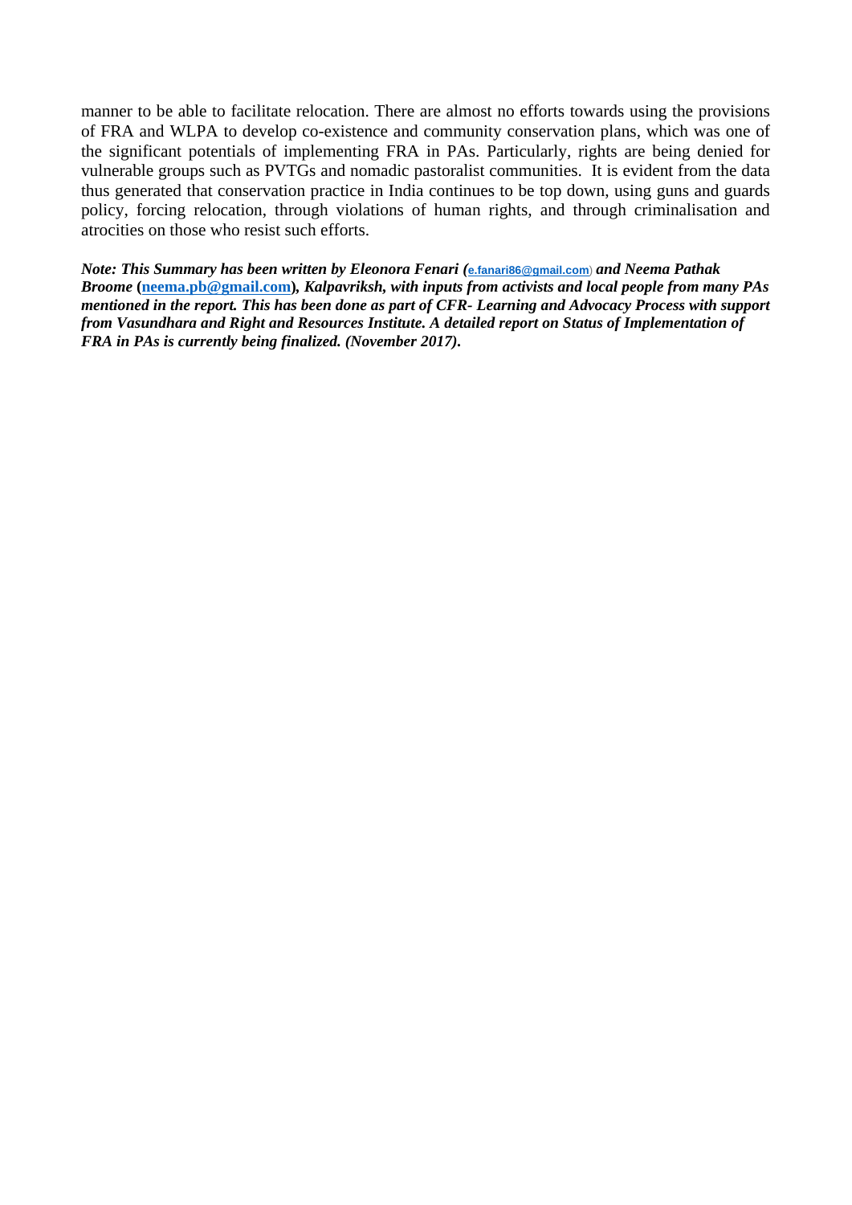manner to be able to facilitate relocation. There are almost no efforts towards using the provisions of FRA and WLPA to develop co-existence and community conservation plans, which was one of the significant potentials of implementing FRA in PAs. Particularly, rights are being denied for vulnerable groups such as PVTGs and nomadic pastoralist communities. It is evident from the data thus generated that conservation practice in India continues to be top down, using guns and guards policy, forcing relocation, through violations of human rights, and through criminalisation and atrocities on those who resist such efforts.

***Note: This Summary has been written by Eleonora Fenari (e.fanari86@gmail.com) and Neema Pathak Broome (neema.pb@gmail.com), Kalpavriksh, with inputs from activists and local people from many PAs mentioned in the report. This has been done as part of CFR- Learning and Advocacy Process with support from Vasundhara and Right and Resources Institute. A detailed report on Status of Implementation of FRA in PAs is currently being finalized. (November 2017).***